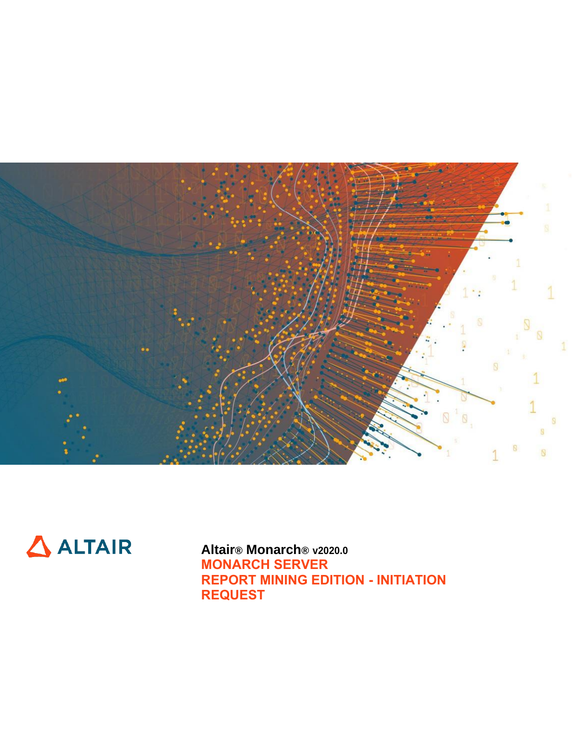ALTAIR

**Altair® Monarch® v2020.0**

# MONARCH SERVER
# REPORT MINING EDITION - INITIATION REQUEST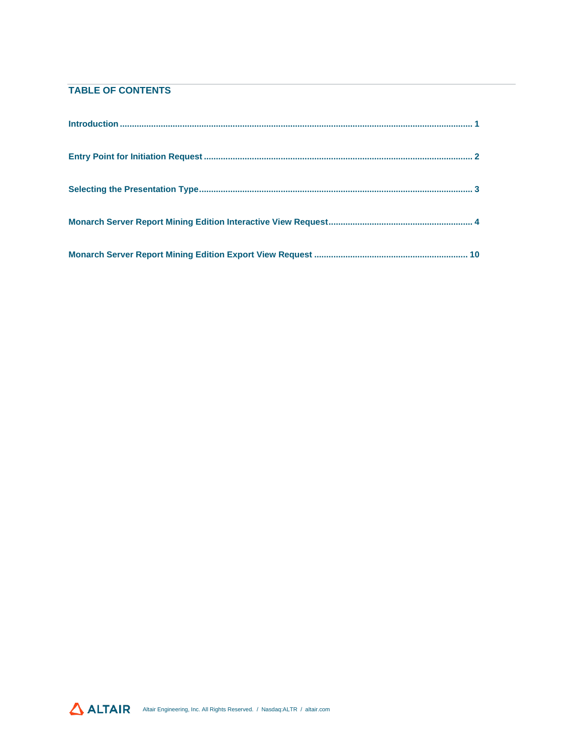## TABLE OF CONTENTS

**Introduction** ................................................................................................ **1**

**Entry Point for Initiation Request** ................................................................ **2**

**Selecting the Presentation Type** .................................................................. **3**

**Monarch Server Report Mining Edition Interactive View Request** ................... **4**

**Monarch Server Report Mining Edition Export View Request** ........................ **10**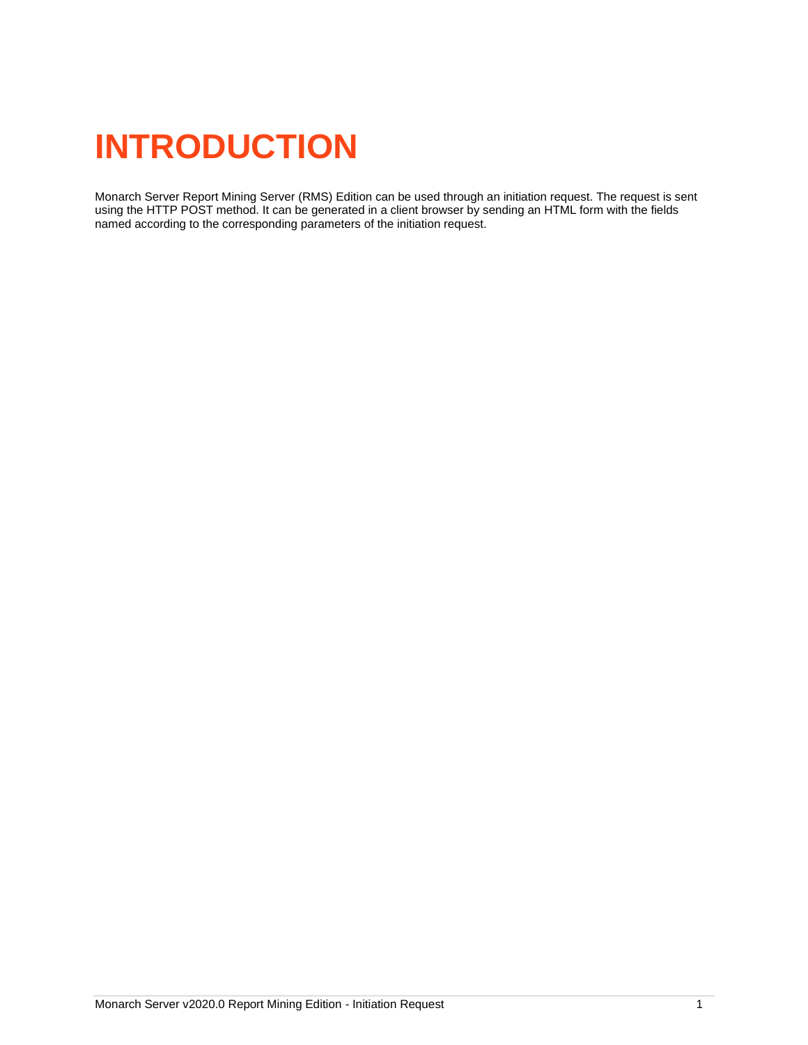# INTRODUCTION

Monarch Server Report Mining Server (RMS) Edition can be used through an initiation request. The request is sent using the HTTP POST method. It can be generated in a client browser by sending an HTML form with the fields named according to the corresponding parameters of the initiation request.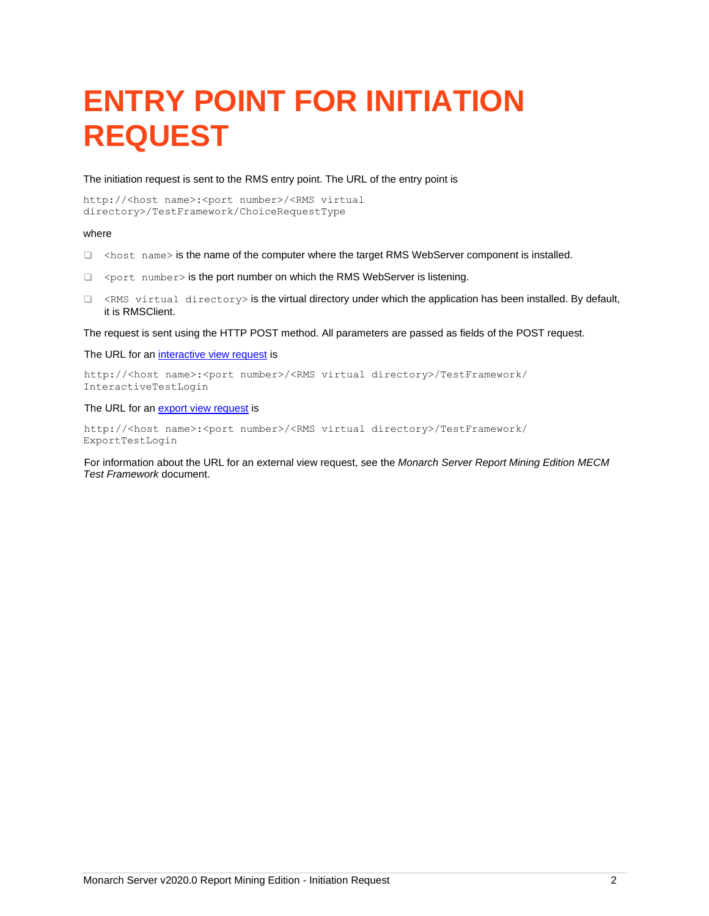# ENTRY POINT FOR INITIATION REQUEST

The initiation request is sent to the RMS entry point. The URL of the entry point is

```
http://<host name>:<port number>/<RMS virtual
directory>/TestFramework/ChoiceRequestType
```

where

- `<host name>` is the name of the computer where the target RMS WebServer component is installed.
- `<port number>` is the port number on which the RMS WebServer is listening.
- `<RMS virtual directory>` is the virtual directory under which the application has been installed. By default, it is RMSClient.

The request is sent using the HTTP POST method. All parameters are passed as fields of the POST request.

The URL for an interactive view request is

```
http://<host name>:<port number>/<RMS virtual directory>/TestFramework/
InteractiveTestLogin
```

The URL for an export view request is

```
http://<host name>:<port number>/<RMS virtual directory>/TestFramework/
ExportTestLogin
```

For information about the URL for an external view request, see the *Monarch Server Report Mining Edition MECM Test Framework* document.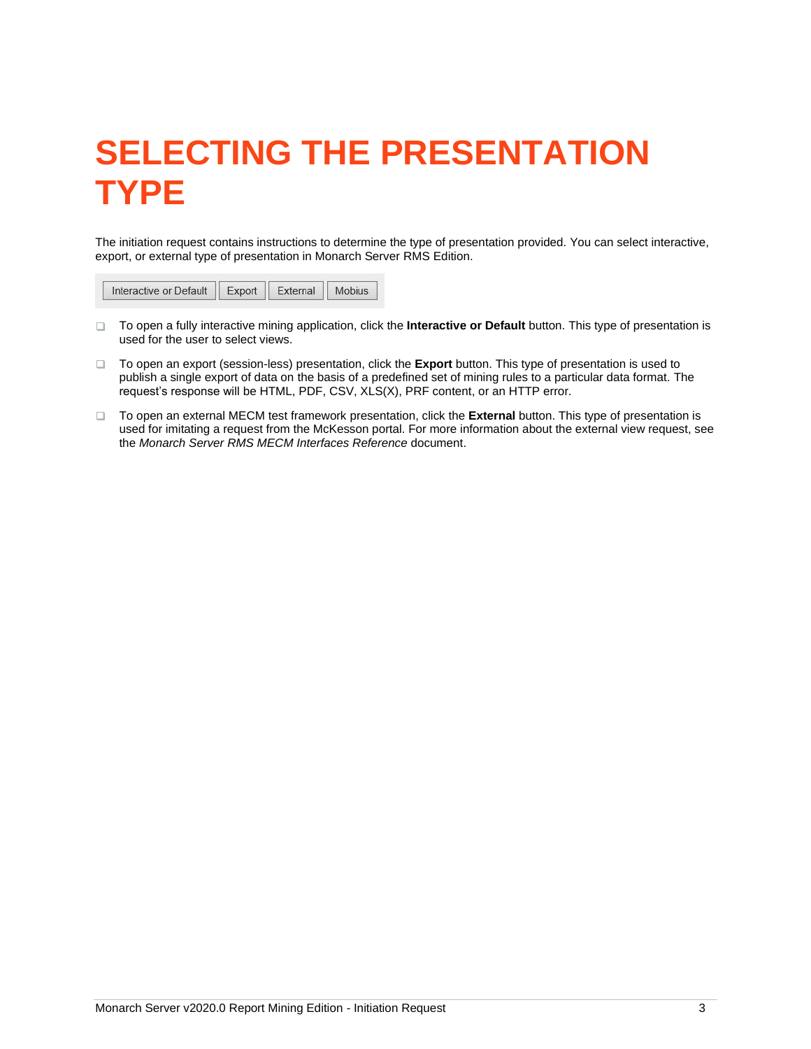# SELECTING THE PRESENTATION TYPE

The initiation request contains instructions to determine the type of presentation provided. You can select interactive, export, or external type of presentation in Monarch Server RMS Edition.

Interactive or Default | Export | External | Mobius

- To open a fully interactive mining application, click the **Interactive or Default** button. This type of presentation is used for the user to select views.
- To open an export (session-less) presentation, click the **Export** button. This type of presentation is used to publish a single export of data on the basis of a predefined set of mining rules to a particular data format. The request's response will be HTML, PDF, CSV, XLS(X), PRF content, or an HTTP error.
- To open an external MECM test framework presentation, click the **External** button. This type of presentation is used for imitating a request from the McKesson portal. For more information about the external view request, see the *Monarch Server RMS MECM Interfaces Reference* document.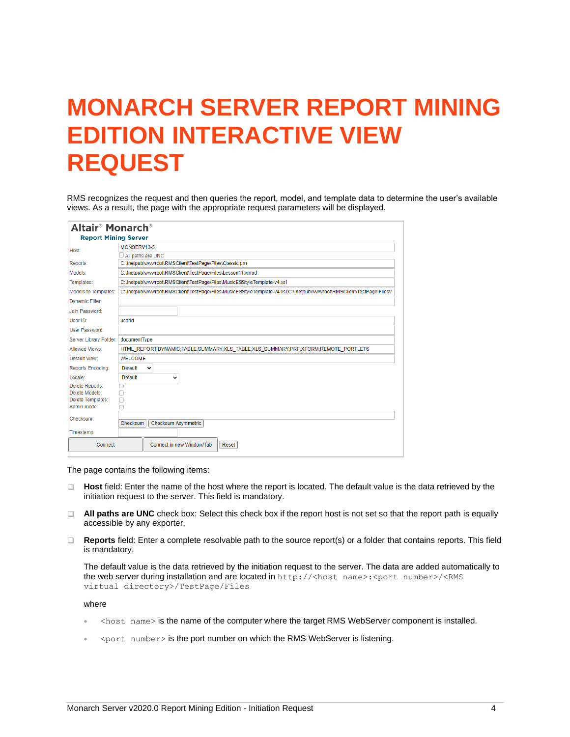# MONARCH SERVER REPORT MINING EDITION INTERACTIVE VIEW REQUEST

RMS recognizes the request and then queries the report, model, and template data to determine the user's available views. As a result, the page with the appropriate request parameters will be displayed.

The page contains the following items:

- **Host** field: Enter the name of the host where the report is located. The default value is the data retrieved by the initiation request to the server. This field is mandatory.
- **All paths are UNC** check box: Select this check box if the report host is not set so that the report path is equally accessible by any exporter.
- **Reports** field: Enter a complete resolvable path to the source report(s) or a folder that contains reports. This field is mandatory.

  The default value is the data retrieved by the initiation request to the server. The data are added automatically to the web server during installation and are located in `http://<host name>:<port number>/<RMS virtual directory>/TestPage/Files`

  where

  - `<host name>` is the name of the computer where the target RMS WebServer component is installed.
  - `<port number>` is the port number on which the RMS WebServer is listening.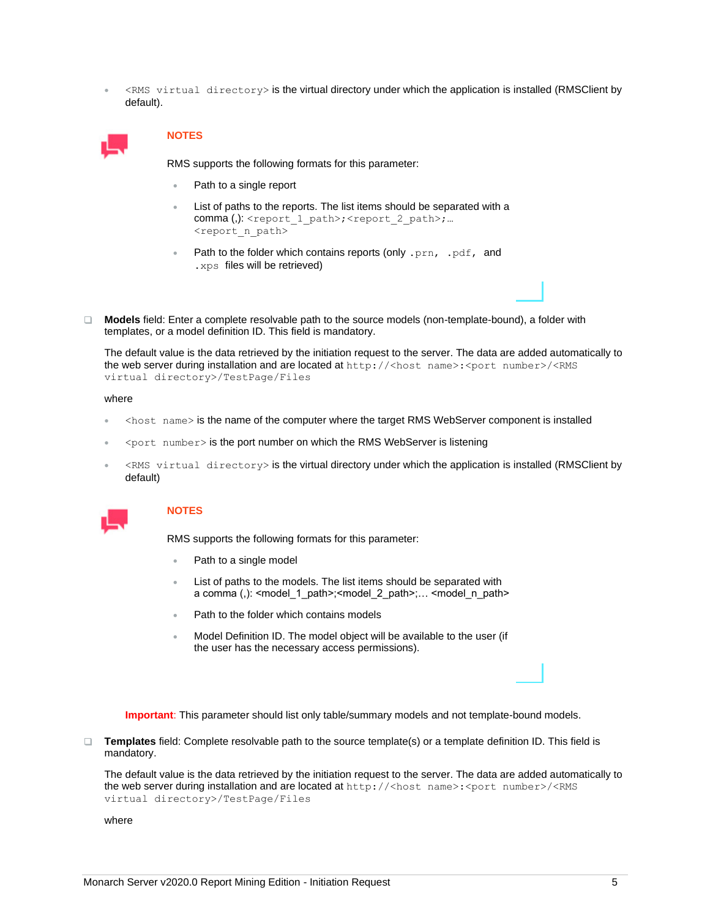- `<RMS virtual directory>` is the virtual directory under which the application is installed (RMSClient by default).

> **NOTES**
>
> RMS supports the following formats for this parameter:
>
> - Path to a single report
> - List of paths to the reports. The list items should be separated with a comma (,): `<report_1_path>;<report_2_path>;… <report_n_path>`
> - Path to the folder which contains reports (only `.prn`, `.pdf`, and `.xps` files will be retrieved)

- **Models** field: Enter a complete resolvable path to the source models (non-template-bound), a folder with templates, or a model definition ID. This field is mandatory.

  The default value is the data retrieved by the initiation request to the server. The data are added automatically to the web server during installation and are located at `http://<host name>:<port number>/<RMS virtual directory>/TestPage/Files`

  where

  - `<host name>` is the name of the computer where the target RMS WebServer component is installed
  - `<port number>` is the port number on which the RMS WebServer is listening
  - `<RMS virtual directory>` is the virtual directory under which the application is installed (RMSClient by default)

> **NOTES**
>
> RMS supports the following formats for this parameter:
>
> - Path to a single model
> - List of paths to the models. The list items should be separated with a comma (,): <model_1_path>;<model_2_path>;… <model_n_path>
> - Path to the folder which contains models
> - Model Definition ID. The model object will be available to the user (if the user has the necessary access permissions).

**Important**: This parameter should list only table/summary models and not template-bound models.

- **Templates** field: Complete resolvable path to the source template(s) or a template definition ID. This field is mandatory.

  The default value is the data retrieved by the initiation request to the server. The data are added automatically to the web server during installation and are located at `http://<host name>:<port number>/<RMS virtual directory>/TestPage/Files`

  where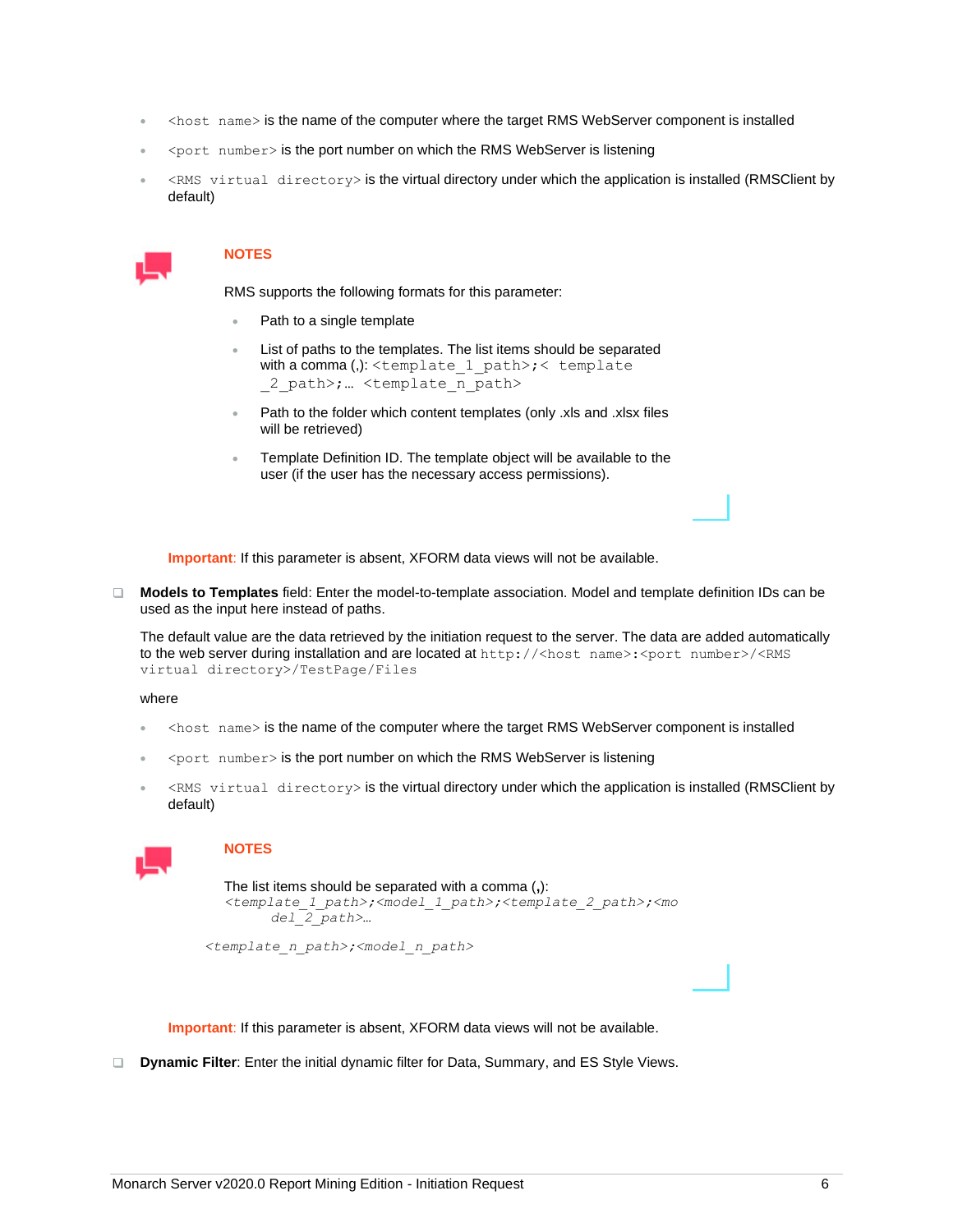- `<host name>` is the name of the computer where the target RMS WebServer component is installed
- `<port number>` is the port number on which the RMS WebServer is listening
- `<RMS virtual directory>` is the virtual directory under which the application is installed (RMSClient by default)

**NOTES**

RMS supports the following formats for this parameter:

- Path to a single template
- List of paths to the templates. The list items should be separated with a comma (,): `<template_1_path>;< template _2_path>;… <template_n_path>`
- Path to the folder which content templates (only .xls and .xlsx files will be retrieved)
- Template Definition ID. The template object will be available to the user (if the user has the necessary access permissions).

**Important**: If this parameter is absent, XFORM data views will not be available.

- **Models to Templates** field: Enter the model-to-template association. Model and template definition IDs can be used as the input here instead of paths.

  The default value are the data retrieved by the initiation request to the server. The data are added automatically to the web server during installation and are located at `http://<host name>:<port number>/<RMS virtual directory>/TestPage/Files`

  where

  - `<host name>` is the name of the computer where the target RMS WebServer component is installed
  - `<port number>` is the port number on which the RMS WebServer is listening
  - `<RMS virtual directory>` is the virtual directory under which the application is installed (RMSClient by default)

**NOTES**

The list items should be separated with a comma (**,**):
*<template_1_path>;<model_1_path>;<template_2_path>;<model_2_path>…*

*<template_n_path>;<model_n_path>*

**Important**: If this parameter is absent, XFORM data views will not be available.

- **Dynamic Filter**: Enter the initial dynamic filter for Data, Summary, and ES Style Views.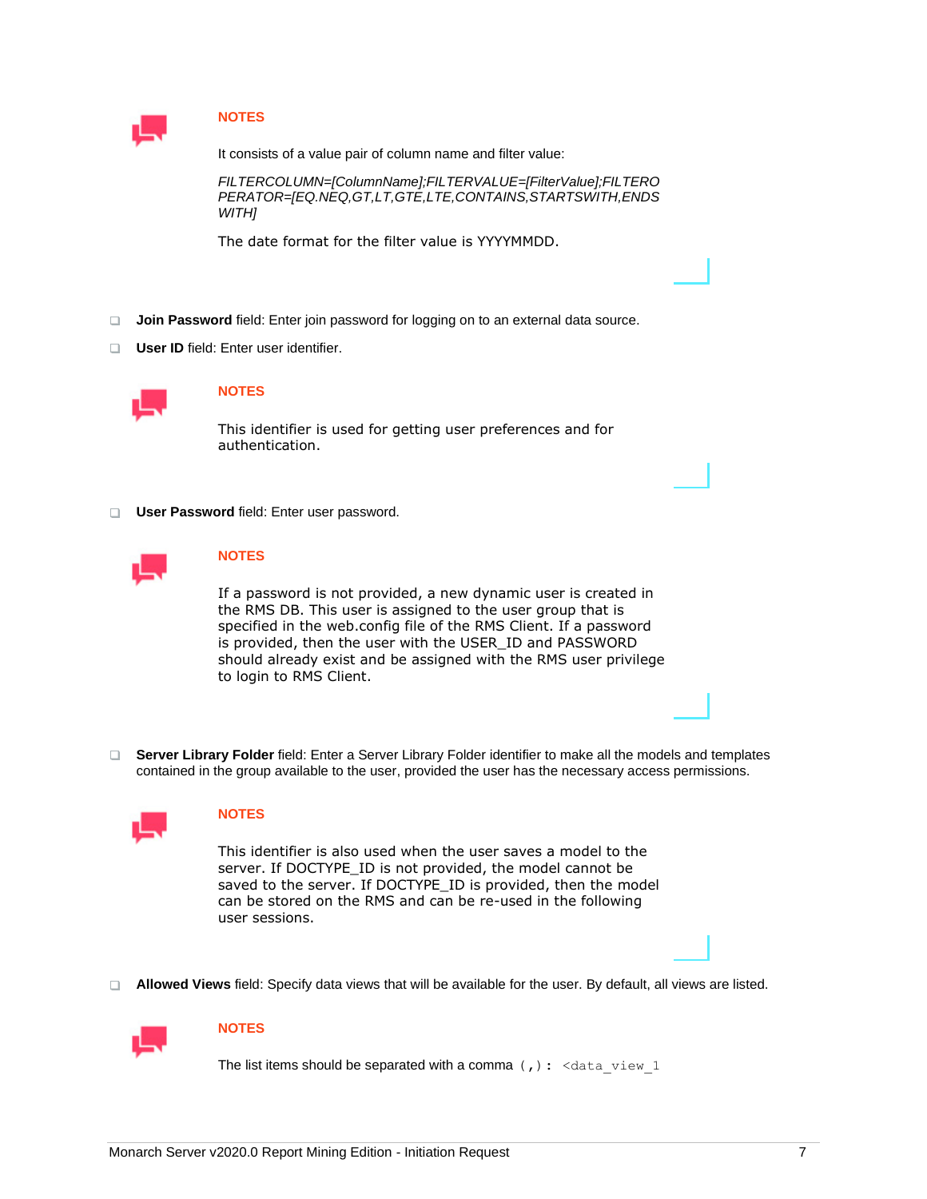**NOTES**

It consists of a value pair of column name and filter value:

*FILTERCOLUMN=[ColumnName];FILTERVALUE=[FilterValue];FILTEROPERATOR=[EQ.NEQ,GT,LT,GTE,LTE,CONTAINS,STARTSWITH,ENDSWITH]*

The date format for the filter value is YYYYMMDD.

- **Join Password** field: Enter join password for logging on to an external data source.
- **User ID** field: Enter user identifier.

**NOTES**

This identifier is used for getting user preferences and for authentication.

- **User Password** field: Enter user password.

**NOTES**

If a password is not provided, a new dynamic user is created in the RMS DB. This user is assigned to the user group that is specified in the web.config file of the RMS Client. If a password is provided, then the user with the USER_ID and PASSWORD should already exist and be assigned with the RMS user privilege to login to RMS Client.

- **Server Library Folder** field: Enter a Server Library Folder identifier to make all the models and templates contained in the group available to the user, provided the user has the necessary access permissions.

**NOTES**

This identifier is also used when the user saves a model to the server. If DOCTYPE_ID is not provided, the model cannot be saved to the server. If DOCTYPE_ID is provided, then the model can be stored on the RMS and can be re-used in the following user sessions.

- **Allowed Views** field: Specify data views that will be available for the user. By default, all views are listed.

**NOTES**

The list items should be separated with a comma `(,)`: `<data_view_1`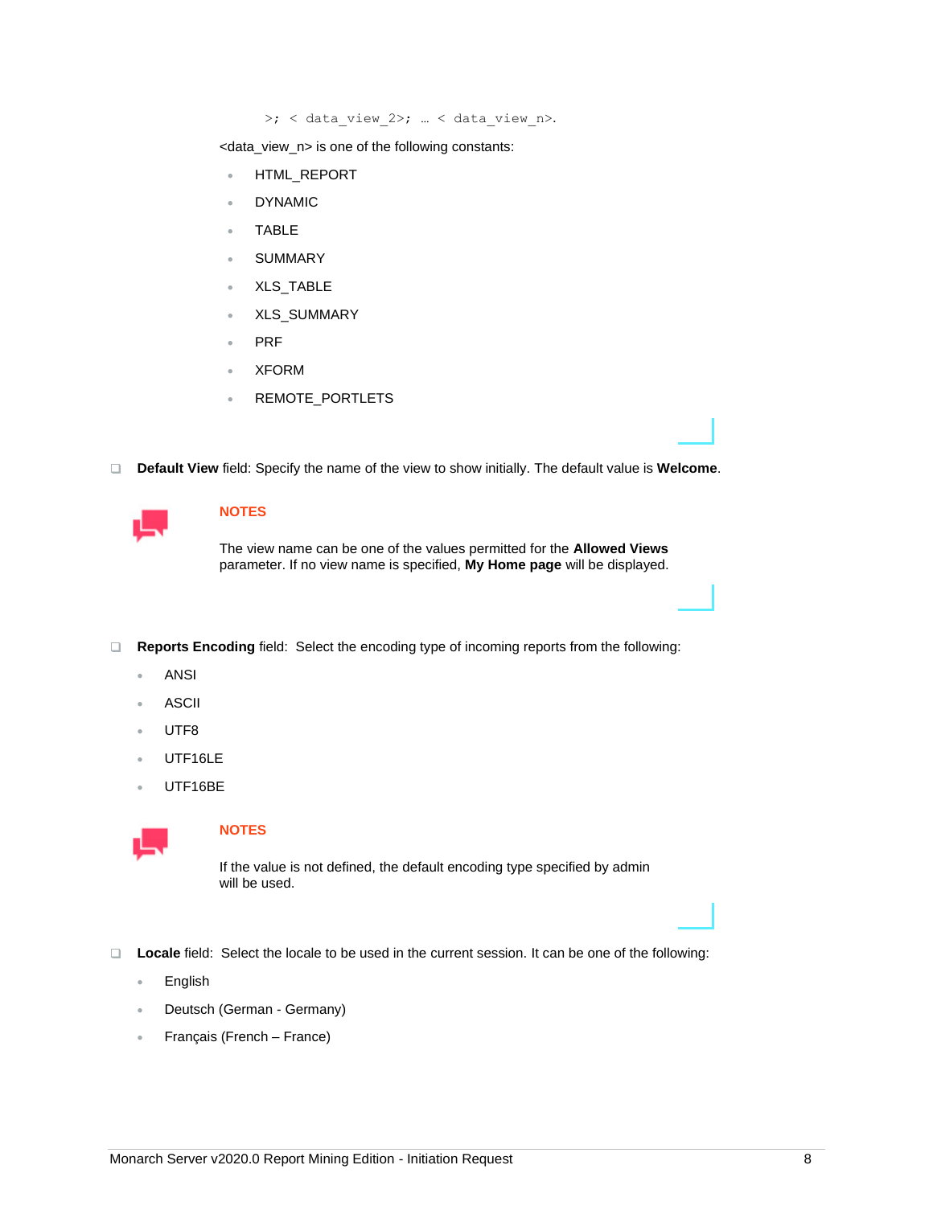```
>; < data_view_2>; … < data_view_n>.
```

<data_view_n> is one of the following constants:

- HTML_REPORT
- DYNAMIC
- TABLE
- SUMMARY
- XLS_TABLE
- XLS_SUMMARY
- PRF
- XFORM
- REMOTE_PORTLETS

- **Default View** field: Specify the name of the view to show initially. The default value is **Welcome**.

**NOTES**

The view name can be one of the values permitted for the **Allowed Views** parameter. If no view name is specified, **My Home page** will be displayed.

- **Reports Encoding** field: Select the encoding type of incoming reports from the following:
  - ANSI
  - ASCII
  - UTF8
  - UTF16LE
  - UTF16BE

**NOTES**

If the value is not defined, the default encoding type specified by admin will be used.

- **Locale** field: Select the locale to be used in the current session. It can be one of the following:
  - English
  - Deutsch (German - Germany)
  - Français (French – France)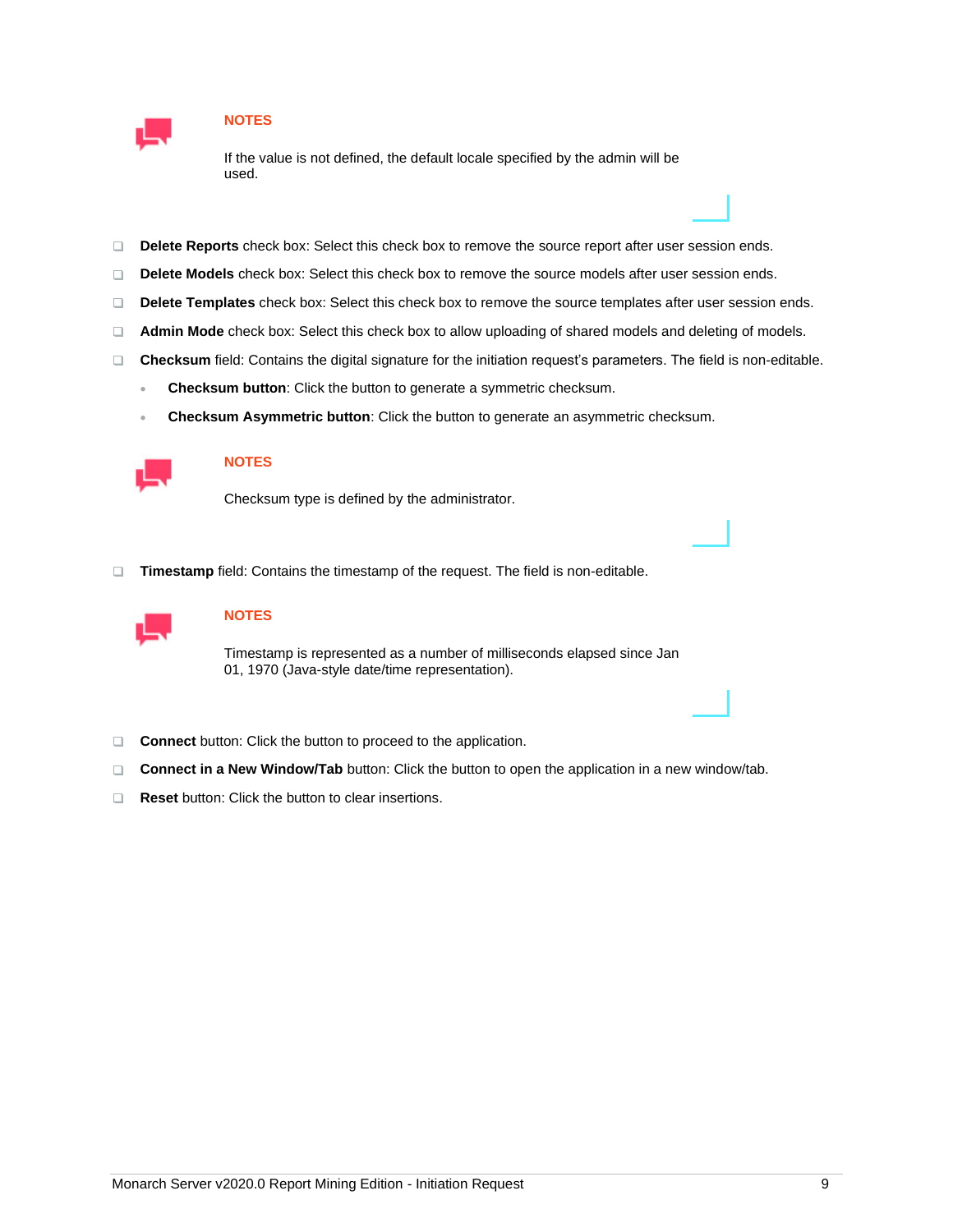**NOTES**

If the value is not defined, the default locale specified by the admin will be used.

- **Delete Reports** check box: Select this check box to remove the source report after user session ends.
- **Delete Models** check box: Select this check box to remove the source models after user session ends.
- **Delete Templates** check box: Select this check box to remove the source templates after user session ends.
- **Admin Mode** check box: Select this check box to allow uploading of shared models and deleting of models.
- **Checksum** field: Contains the digital signature for the initiation request's parameters. The field is non-editable.
  - **Checksum button**: Click the button to generate a symmetric checksum.
  - **Checksum Asymmetric button**: Click the button to generate an asymmetric checksum.

**NOTES**

Checksum type is defined by the administrator.

- **Timestamp** field: Contains the timestamp of the request. The field is non-editable.

**NOTES**

Timestamp is represented as a number of milliseconds elapsed since Jan 01, 1970 (Java-style date/time representation).

- **Connect** button: Click the button to proceed to the application.
- **Connect in a New Window/Tab** button: Click the button to open the application in a new window/tab.
- **Reset** button: Click the button to clear insertions.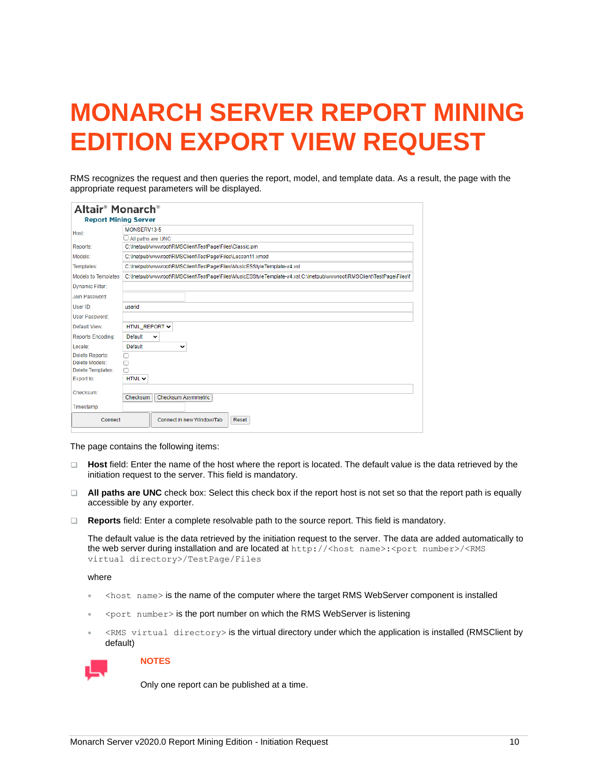# MONARCH SERVER REPORT MINING EDITION EXPORT VIEW REQUEST

RMS recognizes the request and then queries the report, model, and template data. As a result, the page with the appropriate request parameters will be displayed.

The page contains the following items:

- **Host** field: Enter the name of the host where the report is located. The default value is the data retrieved by the initiation request to the server. This field is mandatory.
- **All paths are UNC** check box: Select this check box if the report host is not set so that the report path is equally accessible by any exporter.
- **Reports** field: Enter a complete resolvable path to the source report. This field is mandatory.

  The default value is the data retrieved by the initiation request to the server. The data are added automatically to the web server during installation and are located at `http://<host name>:<port number>/<RMS virtual directory>/TestPage/Files`

  where

  - `<host name>` is the name of the computer where the target RMS WebServer component is installed
  - `<port number>` is the port number on which the RMS WebServer is listening
  - `<RMS virtual directory>` is the virtual directory under which the application is installed (RMSClient by default)

**NOTES**

Only one report can be published at a time.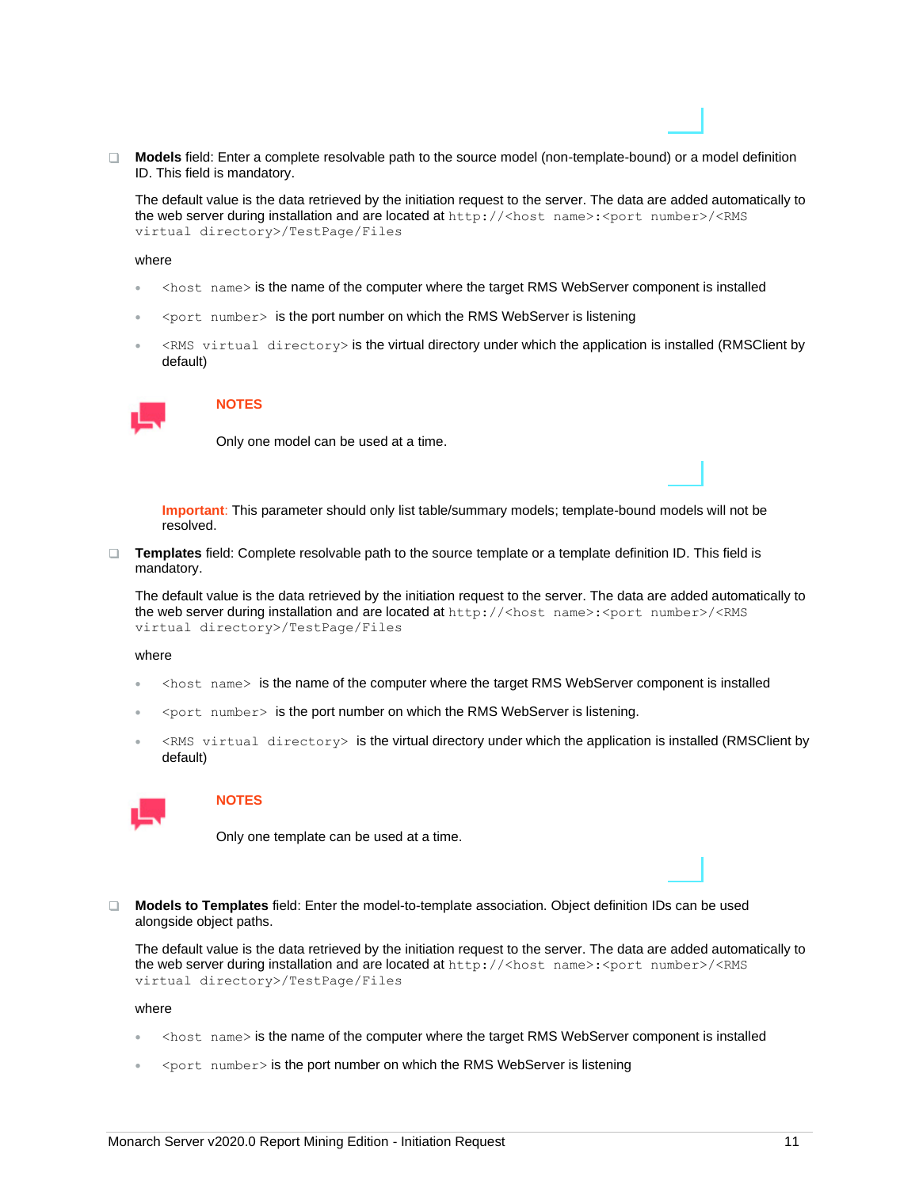- **Models** field: Enter a complete resolvable path to the source model (non-template-bound) or a model definition ID. This field is mandatory.

  The default value is the data retrieved by the initiation request to the server. The data are added automatically to the web server during installation and are located at `http://<host name>:<port number>/<RMS virtual directory>/TestPage/Files`

  where

  - `<host name>` is the name of the computer where the target RMS WebServer component is installed
  - `<port number>` is the port number on which the RMS WebServer is listening
  - `<RMS virtual directory>` is the virtual directory under which the application is installed (RMSClient by default)

  **NOTES**

  Only one model can be used at a time.

  **Important**: This parameter should only list table/summary models; template-bound models will not be resolved.

- **Templates** field: Complete resolvable path to the source template or a template definition ID. This field is mandatory.

  The default value is the data retrieved by the initiation request to the server. The data are added automatically to the web server during installation and are located at `http://<host name>:<port number>/<RMS virtual directory>/TestPage/Files`

  where

  - `<host name>` is the name of the computer where the target RMS WebServer component is installed
  - `<port number>` is the port number on which the RMS WebServer is listening.
  - `<RMS virtual directory>` is the virtual directory under which the application is installed (RMSClient by default)

  **NOTES**

  Only one template can be used at a time.

- **Models to Templates** field: Enter the model-to-template association. Object definition IDs can be used alongside object paths.

  The default value is the data retrieved by the initiation request to the server. The data are added automatically to the web server during installation and are located at `http://<host name>:<port number>/<RMS virtual directory>/TestPage/Files`

  where

  - `<host name>` is the name of the computer where the target RMS WebServer component is installed
  - `<port number>` is the port number on which the RMS WebServer is listening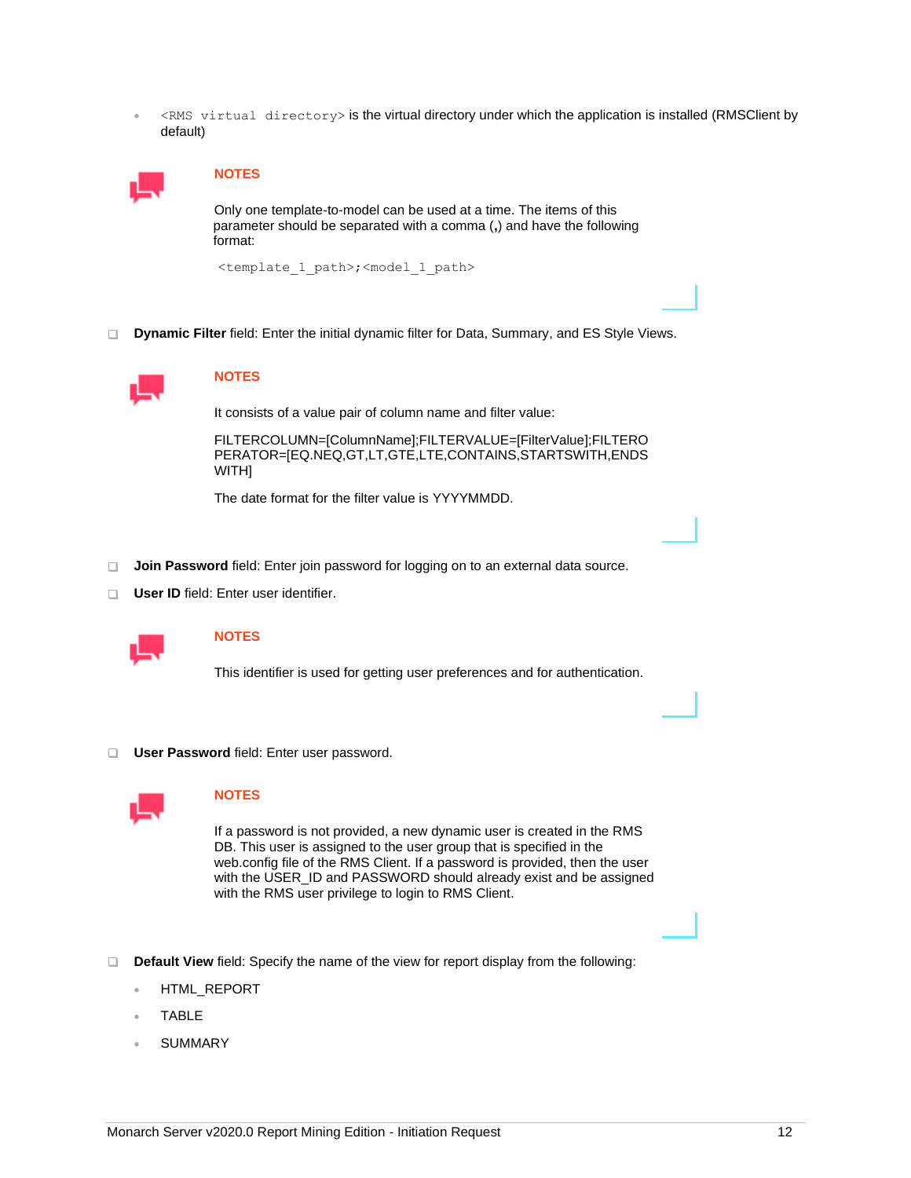- `<RMS virtual directory>` is the virtual directory under which the application is installed (RMSClient by default)

> **NOTES**
>
> Only one template-to-model can be used at a time. The items of this parameter should be separated with a comma (**,**) and have the following format:
>
> `<template_1_path>;<model_1_path>`

- **Dynamic Filter** field: Enter the initial dynamic filter for Data, Summary, and ES Style Views.

> **NOTES**
>
> It consists of a value pair of column name and filter value:
>
> FILTERCOLUMN=[ColumnName];FILTERVALUE=[FilterValue];FILTEROPERATOR=[EQ.NEQ,GT,LT,GTE,LTE,CONTAINS,STARTSWITH,ENDSWITH]
>
> The date format for the filter value is YYYYMMDD.

- **Join Password** field: Enter join password for logging on to an external data source.
- **User ID** field: Enter user identifier.

> **NOTES**
>
> This identifier is used for getting user preferences and for authentication.

- **User Password** field: Enter user password.

> **NOTES**
>
> If a password is not provided, a new dynamic user is created in the RMS DB. This user is assigned to the user group that is specified in the web.config file of the RMS Client. If a password is provided, then the user with the USER_ID and PASSWORD should already exist and be assigned with the RMS user privilege to login to RMS Client.

- **Default View** field: Specify the name of the view for report display from the following:
  - HTML_REPORT
  - TABLE
  - SUMMARY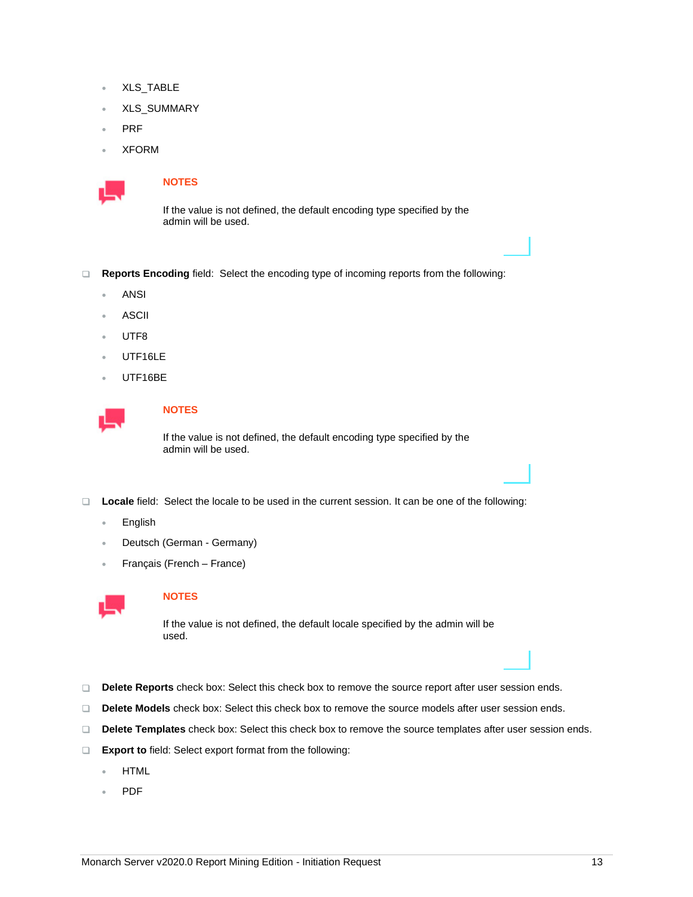- XLS_TABLE
- XLS_SUMMARY
- PRF
- XFORM

**NOTES**

If the value is not defined, the default encoding type specified by the admin will be used.

- **Reports Encoding** field: Select the encoding type of incoming reports from the following:
  - ANSI
  - ASCII
  - UTF8
  - UTF16LE
  - UTF16BE

**NOTES**

If the value is not defined, the default encoding type specified by the admin will be used.

- **Locale** field: Select the locale to be used in the current session. It can be one of the following:
  - English
  - Deutsch (German - Germany)
  - Français (French – France)

**NOTES**

If the value is not defined, the default locale specified by the admin will be used.

- **Delete Reports** check box: Select this check box to remove the source report after user session ends.
- **Delete Models** check box: Select this check box to remove the source models after user session ends.
- **Delete Templates** check box: Select this check box to remove the source templates after user session ends.
- **Export to** field: Select export format from the following:
  - HTML
  - PDF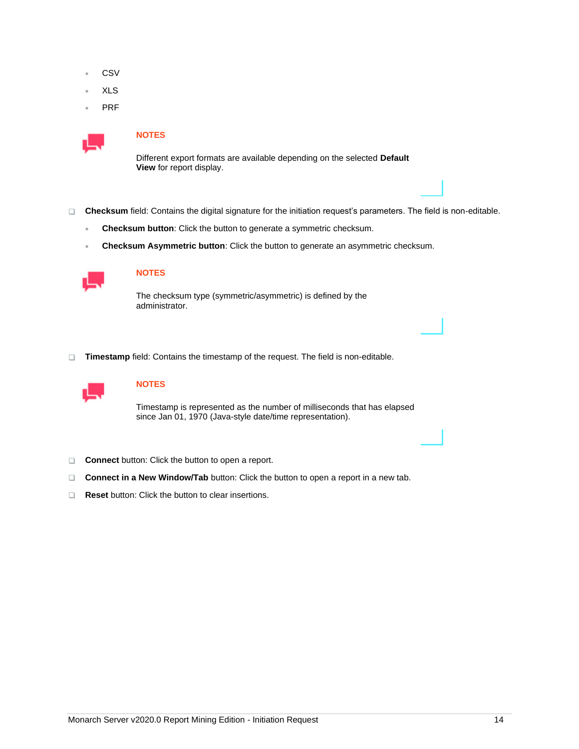- CSV
- XLS
- PRF

> **NOTES**
>
> Different export formats are available depending on the selected **Default View** for report display.

- **Checksum** field: Contains the digital signature for the initiation request's parameters. The field is non-editable.
  - **Checksum button**: Click the button to generate a symmetric checksum.
  - **Checksum Asymmetric button**: Click the button to generate an asymmetric checksum.

> **NOTES**
>
> The checksum type (symmetric/asymmetric) is defined by the administrator.

- **Timestamp** field: Contains the timestamp of the request. The field is non-editable.

> **NOTES**
>
> Timestamp is represented as the number of milliseconds that has elapsed since Jan 01, 1970 (Java-style date/time representation).

- **Connect** button: Click the button to open a report.
- **Connect in a New Window/Tab** button: Click the button to open a report in a new tab.
- **Reset** button: Click the button to clear insertions.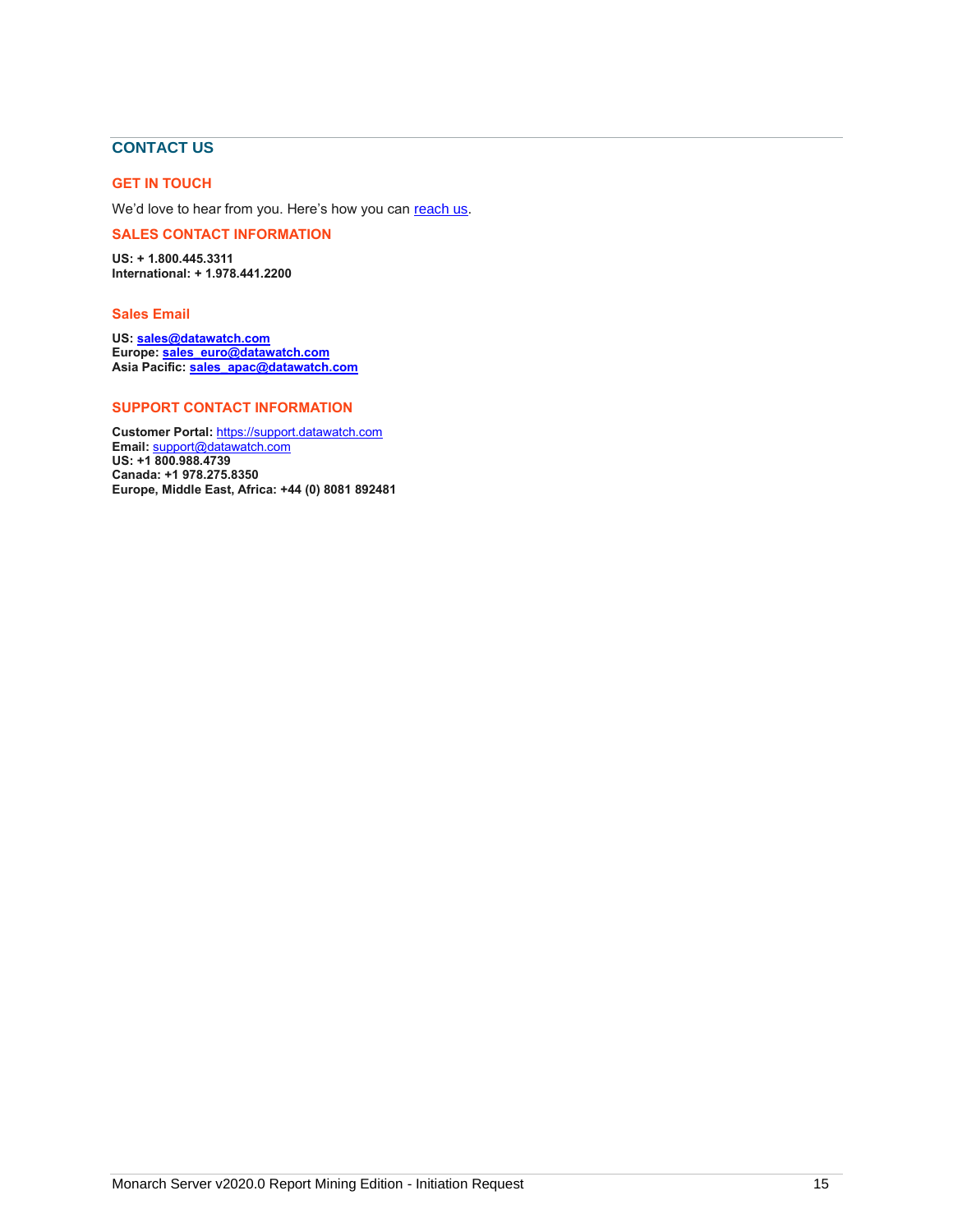## CONTACT US

### GET IN TOUCH

We'd love to hear from you. Here's how you can reach us.

### SALES CONTACT INFORMATION

**US: + 1.800.445.3311**
**International: + 1.978.441.2200**

### Sales Email

**US: sales@datawatch.com**
**Europe: sales_euro@datawatch.com**
**Asia Pacific: sales_apac@datawatch.com**

### SUPPORT CONTACT INFORMATION

**Customer Portal:** https://support.datawatch.com
**Email:** support@datawatch.com
**US: +1 800.988.4739**
**Canada: +1 978.275.8350**
**Europe, Middle East, Africa: +44 (0) 8081 892481**